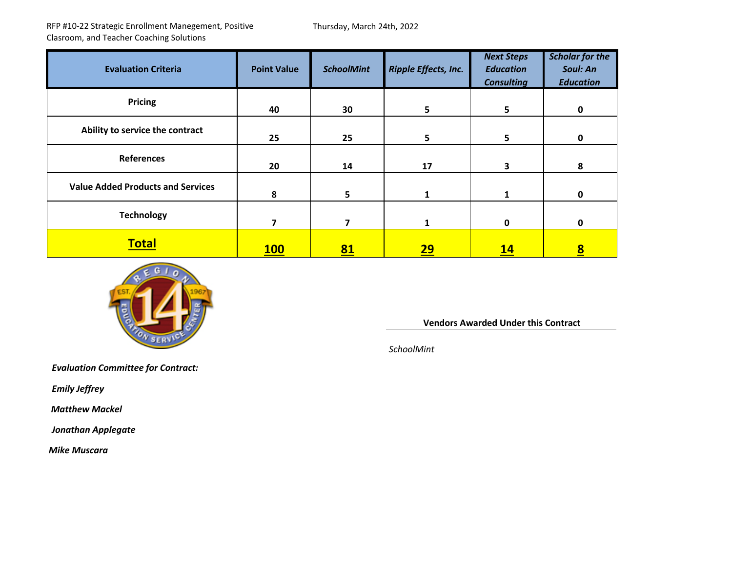RFP #10-22 Strategic Enrollment Manegement, Positive Clasroom, and Teacher Coaching Solutions

Thursday, March 24th, 2022

| **Evaluation Criteria** | **Point Value** | ***SchoolMint*** | ***Ripple Effects, Inc.*** | ***Next Steps Education Consulting*** | ***Scholar for the Soul: An Education*** |
|---|---|---|---|---|---|
| **Pricing** | **40** | **30** | **5** | **5** | **0** |
| **Ability to service the contract** | **25** | **25** | **5** | **5** | **0** |
| **References** | **20** | **14** | **17** | **3** | **8** |
| **Value Added Products and Services** | **8** | **5** | **1** | **1** | **0** |
| **Technology** | **7** | **7** | **1** | **0** | **0** |
| **Total** | **100** | **81** | **29** | **14** | **8** |

**Vendors Awarded Under this Contract**

*SchoolMint*

***Evaluation Committee for Contract:***

***Emily Jeffrey***

***Matthew Mackel***

***Jonathan Applegate***

***Mike Muscara***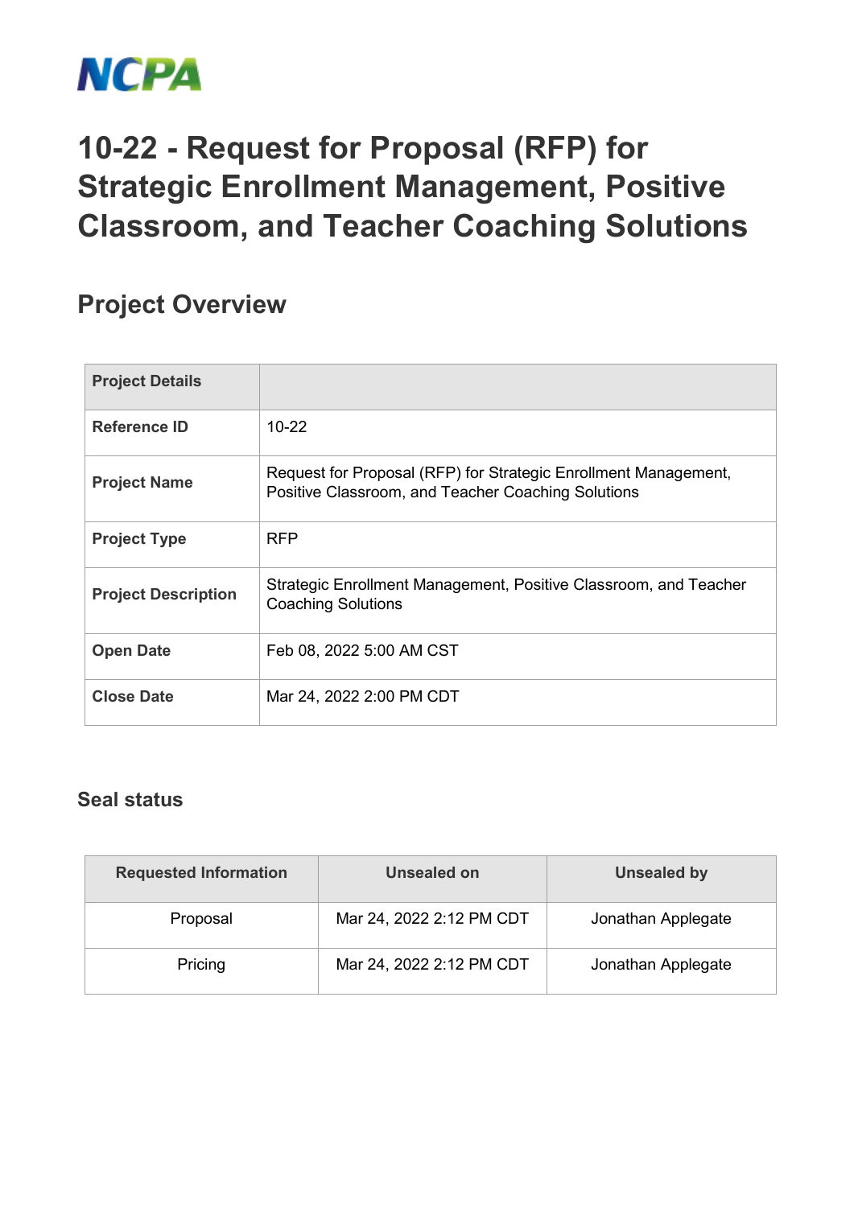NCPA

# 10-22 - Request for Proposal (RFP) for Strategic Enrollment Management, Positive Classroom, and Teacher Coaching Solutions

## Project Overview

| Project Details | |
|---|---|
| Reference ID | 10-22 |
| Project Name | Request for Proposal (RFP) for Strategic Enrollment Management, Positive Classroom, and Teacher Coaching Solutions |
| Project Type | RFP |
| Project Description | Strategic Enrollment Management, Positive Classroom, and Teacher Coaching Solutions |
| Open Date | Feb 08, 2022 5:00 AM CST |
| Close Date | Mar 24, 2022 2:00 PM CDT |

### Seal status

| Requested Information | Unsealed on | Unsealed by |
|---|---|---|
| Proposal | Mar 24, 2022 2:12 PM CDT | Jonathan Applegate |
| Pricing | Mar 24, 2022 2:12 PM CDT | Jonathan Applegate |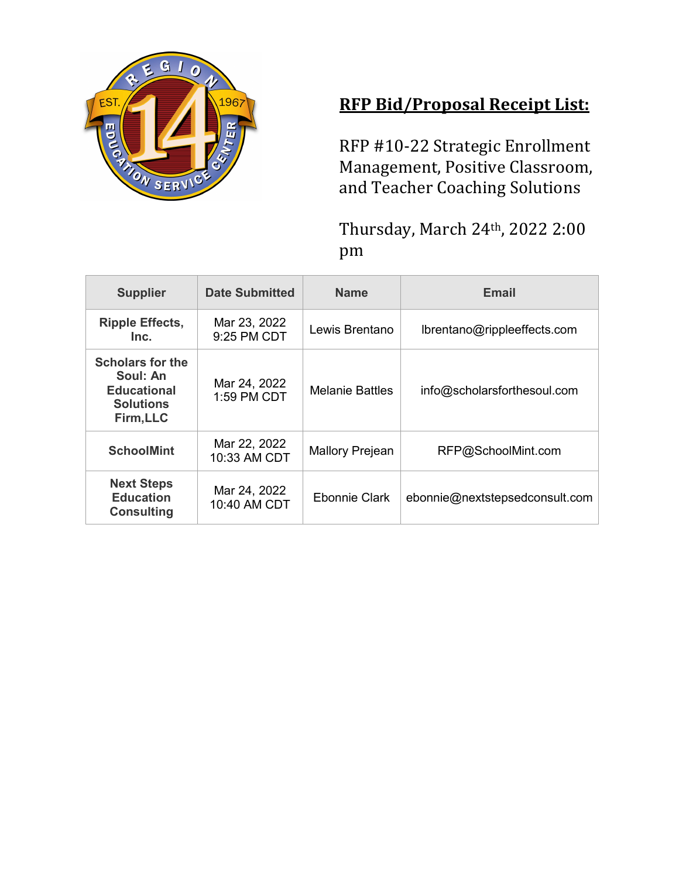# RFP Bid/Proposal Receipt List:

RFP #10-22 Strategic Enrollment Management, Positive Classroom, and Teacher Coaching Solutions

Thursday, March 24th, 2022 2:00 pm

| Supplier | Date Submitted | Name | Email |
|---|---|---|---|
| **Ripple Effects, Inc.** | Mar 23, 2022 9:25 PM CDT | Lewis Brentano | lbrentano@rippleeffects.com |
| **Scholars for the Soul: An Educational Solutions Firm,LLC** | Mar 24, 2022 1:59 PM CDT | Melanie Battles | info@scholarsforthesoul.com |
| **SchoolMint** | Mar 22, 2022 10:33 AM CDT | Mallory Prejean | RFP@SchoolMint.com |
| **Next Steps Education Consulting** | Mar 24, 2022 10:40 AM CDT | Ebonnie Clark | ebonnie@nextstepsedconsult.com |